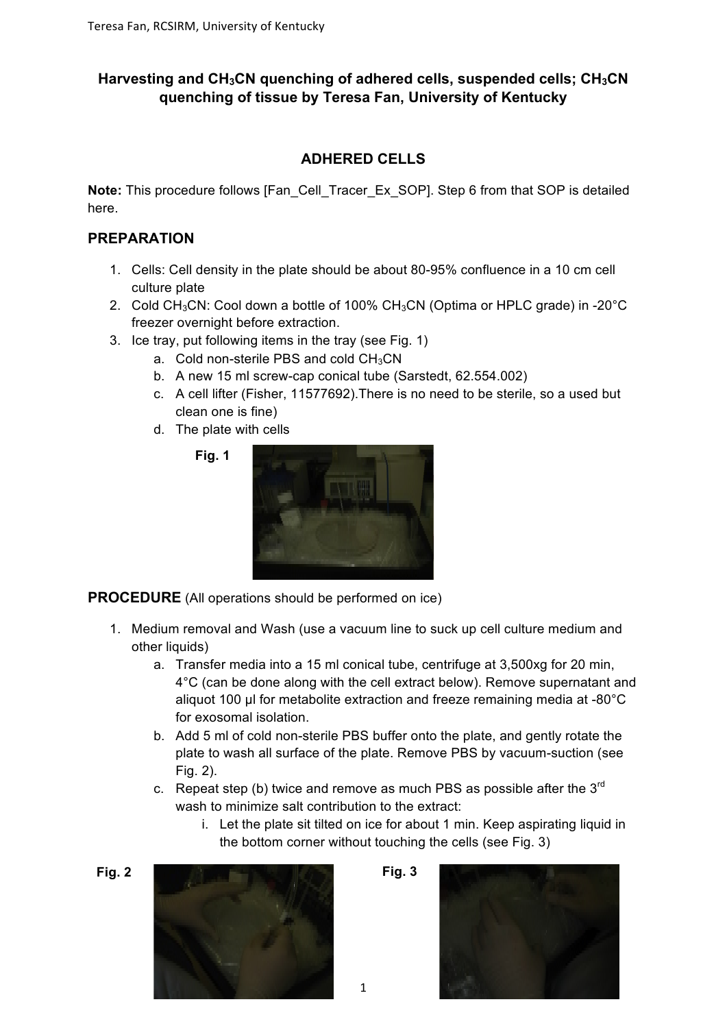# Harvesting and $CH_3CN$ quenching of adhered cells, suspended cells; $CH_3CN$ quenching of tissue by Teresa Fan, University of Kentucky

## ADHERED CELLS

**Note:** This procedure follows [Fan_Cell_Tracer_Ex_SOP]. Step 6 from that SOP is detailed here.

### PREPARATION

1. Cells: Cell density in the plate should be about 80-95% confluence in a 10 cm cell culture plate
2. Cold $CH_3CN$: Cool down a bottle of 100% $CH_3CN$ (Optima or HPLC grade) in -20°C freezer overnight before extraction.
3. Ice tray, put following items in the tray (see Fig. 1)
   a. Cold non-sterile PBS and cold $CH_3CN$
   b. A new 15 ml screw-cap conical tube (Sarstedt, 62.554.002)
   c. A cell lifter (Fisher, 11577692).There is no need to be sterile, so a used but clean one is fine)
   d. The plate with cells

**Fig. 1**

### PROCEDURE (All operations should be performed on ice)

1. Medium removal and Wash (use a vacuum line to suck up cell culture medium and other liquids)
   a. Transfer media into a 15 ml conical tube, centrifuge at 3,500xg for 20 min, 4°C (can be done along with the cell extract below). Remove supernatant and aliquot 100 µl for metabolite extraction and freeze remaining media at -80°C for exosomal isolation.
   b. Add 5 ml of cold non-sterile PBS buffer onto the plate, and gently rotate the plate to wash all surface of the plate. Remove PBS by vacuum-suction (see Fig. 2).
   c. Repeat step (b) twice and remove as much PBS as possible after the 3rd wash to minimize salt contribution to the extract:
      i. Let the plate sit tilted on ice for about 1 min. Keep aspirating liquid in the bottom corner without touching the cells (see Fig. 3)

**Fig. 2**

**Fig. 3**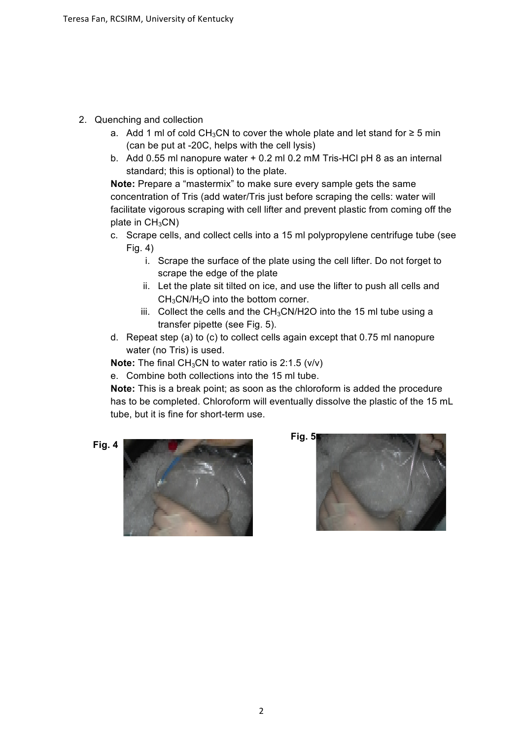2. Quenching and collection
    a. Add 1 ml of cold $CH_3CN$ to cover the whole plate and let stand for ≥ 5 min (can be put at -20C, helps with the cell lysis)
    b. Add 0.55 ml nanopure water + 0.2 ml 0.2 mM Tris-HCl pH 8 as an internal standard; this is optional) to the plate.

    **Note:** Prepare a "mastermix" to make sure every sample gets the same concentration of Tris (add water/Tris just before scraping the cells: water will facilitate vigorous scraping with cell lifter and prevent plastic from coming off the plate in $CH_3CN$)
    c. Scrape cells, and collect cells into a 15 ml polypropylene centrifuge tube (see Fig. 4)
        i. Scrape the surface of the plate using the cell lifter. Do not forget to scrape the edge of the plate
        ii. Let the plate sit tilted on ice, and use the lifter to push all cells and $CH_3CN/H_2O$ into the bottom corner.
        iii. Collect the cells and the $CH_3CN/H2O$ into the 15 ml tube using a transfer pipette (see Fig. 5).
    d. Repeat step (a) to (c) to collect cells again except that 0.75 ml nanopure water (no Tris) is used.

    **Note:** The final $CH_3CN$ to water ratio is 2:1.5 (v/v)
    e. Combine both collections into the 15 ml tube.

    **Note:** This is a break point; as soon as the chloroform is added the procedure has to be completed. Chloroform will eventually dissolve the plastic of the 15 mL tube, but it is fine for short-term use.

**Fig. 4**

**Fig. 5**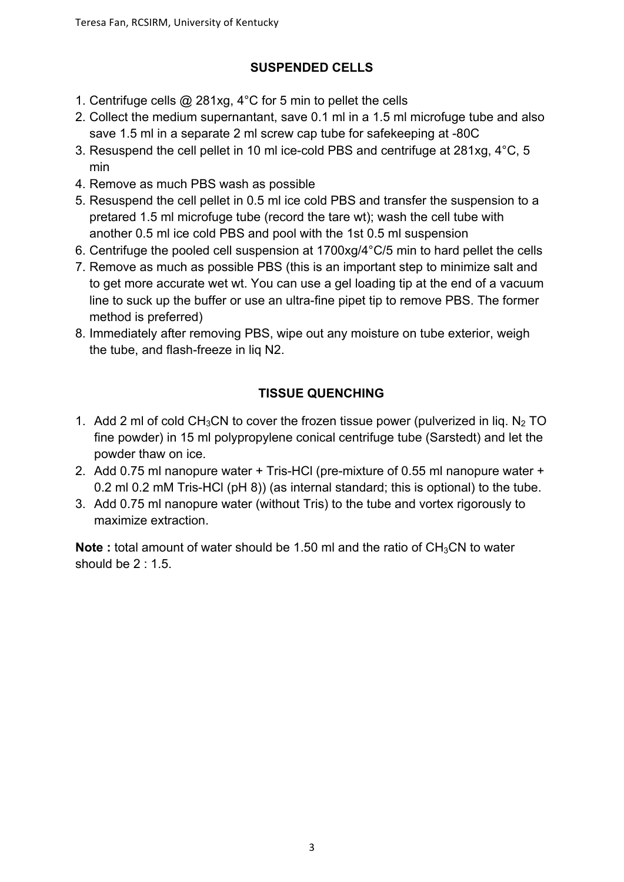## SUSPENDED CELLS

1. Centrifuge cells @ 281xg, 4°C for 5 min to pellet the cells
2. Collect the medium supernantant, save 0.1 ml in a 1.5 ml microfuge tube and also save 1.5 ml in a separate 2 ml screw cap tube for safekeeping at -80C
3. Resuspend the cell pellet in 10 ml ice-cold PBS and centrifuge at 281xg, 4°C, 5 min
4. Remove as much PBS wash as possible
5. Resuspend the cell pellet in 0.5 ml ice cold PBS and transfer the suspension to a pretared 1.5 ml microfuge tube (record the tare wt); wash the cell tube with another 0.5 ml ice cold PBS and pool with the 1st 0.5 ml suspension
6. Centrifuge the pooled cell suspension at 1700xg/4°C/5 min to hard pellet the cells
7. Remove as much as possible PBS (this is an important step to minimize salt and to get more accurate wet wt. You can use a gel loading tip at the end of a vacuum line to suck up the buffer or use an ultra-fine pipet tip to remove PBS. The former method is preferred)
8. Immediately after removing PBS, wipe out any moisture on tube exterior, weigh the tube, and flash-freeze in liq N2.

## TISSUE QUENCHING

1. Add 2 ml of cold $CH_3CN$ to cover the frozen tissue power (pulverized in liq. $N_2$ TO fine powder) in 15 ml polypropylene conical centrifuge tube (Sarstedt) and let the powder thaw on ice.
2. Add 0.75 ml nanopure water + Tris-HCl (pre-mixture of 0.55 ml nanopure water + 0.2 ml 0.2 mM Tris-HCl (pH 8)) (as internal standard; this is optional) to the tube.
3. Add 0.75 ml nanopure water (without Tris) to the tube and vortex rigorously to maximize extraction.

**Note :** total amount of water should be 1.50 ml and the ratio of $CH_3CN$ to water should be 2 : 1.5.